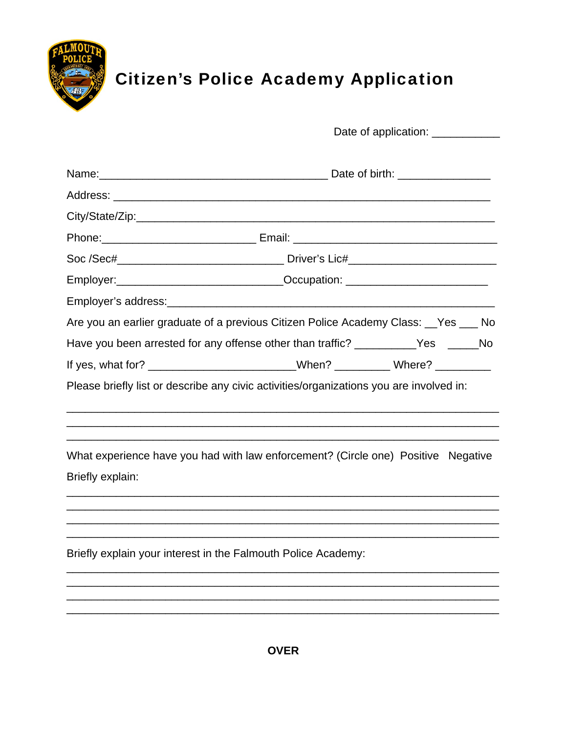# Citizen's Police Academy Application

Date of application: ___________

Name:_____________________________________ Date of birth: _______________

Address: ____________________________________________________________

City/State/Zip:__________________________________________________________

Phone:_________________________ Email: _________________________________

Soc /Sec#___________________________ Driver's Lic#________________________

Employer:___________________________Occupation: _______________________

Employer's address:_______________________________________________________

Are you an earlier graduate of a previous Citizen Police Academy Class: __Yes ___ No

Have you been arrested for any offense other than traffic? __________Yes _____No

If yes, what for? ________________________When? _________ Where? _________

Please briefly list or describe any civic activities/organizations you are involved in:

______________________________________________________________________
______________________________________________________________________
______________________________________________________________________

What experience have you had with law enforcement? (Circle one) Positive Negative

Briefly explain:

______________________________________________________________________
______________________________________________________________________
______________________________________________________________________
______________________________________________________________________

Briefly explain your interest in the Falmouth Police Academy:

______________________________________________________________________
______________________________________________________________________
______________________________________________________________________
______________________________________________________________________

**OVER**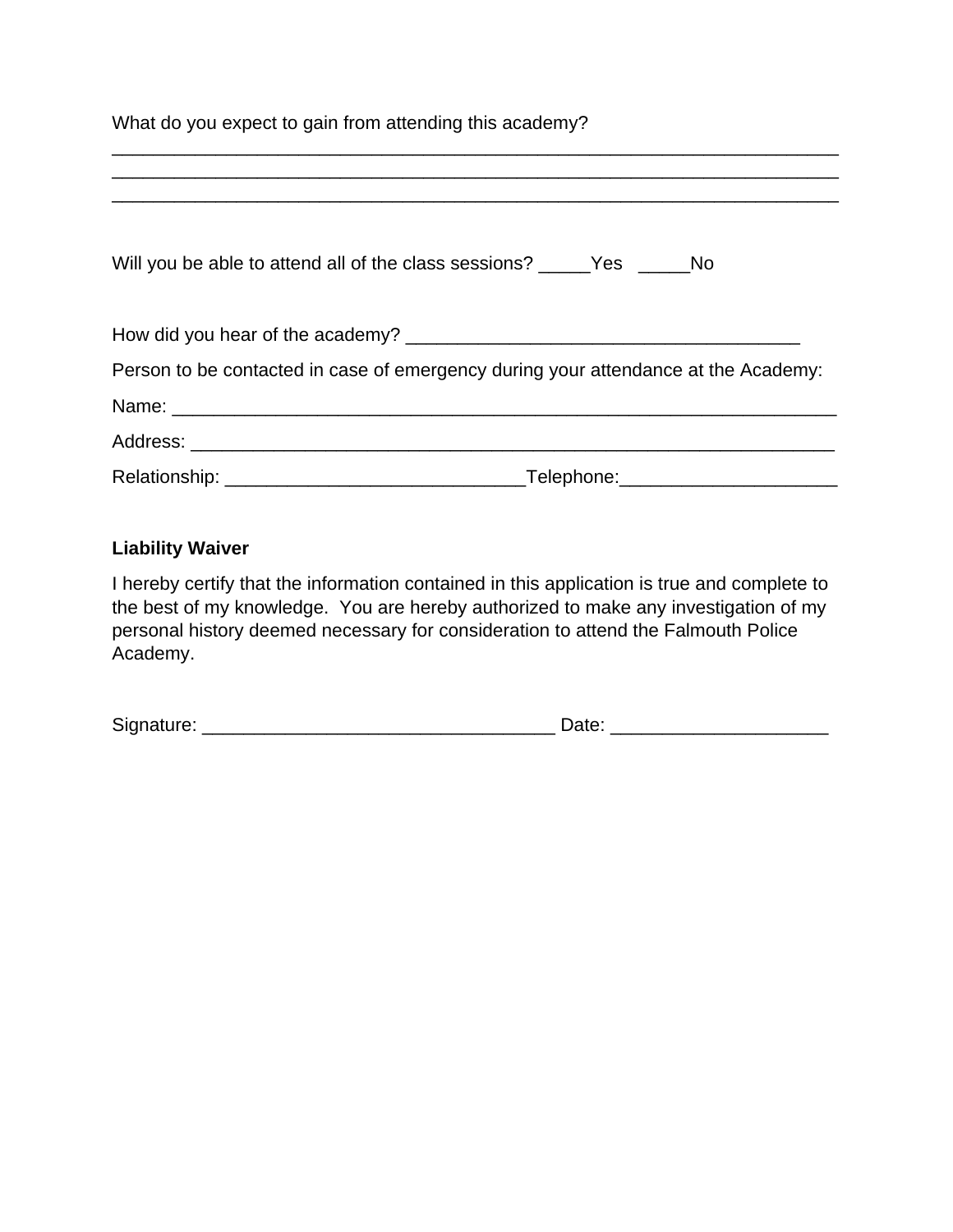What do you expect to gain from attending this academy?
___________________________________________________________________________
___________________________________________________________________________
___________________________________________________________________________

Will you be able to attend all of the class sessions? _____Yes _____No

How did you hear of the academy? ______________________________________

Person to be contacted in case of emergency during your attendance at the Academy:

Name: ____________________________________________________________________

Address: __________________________________________________________________

Relationship: _____________________________Telephone:_____________________

**Liability Waiver**

I hereby certify that the information contained in this application is true and complete to the best of my knowledge. You are hereby authorized to make any investigation of my personal history deemed necessary for consideration to attend the Falmouth Police Academy.

Signature: __________________________________ Date: _____________________